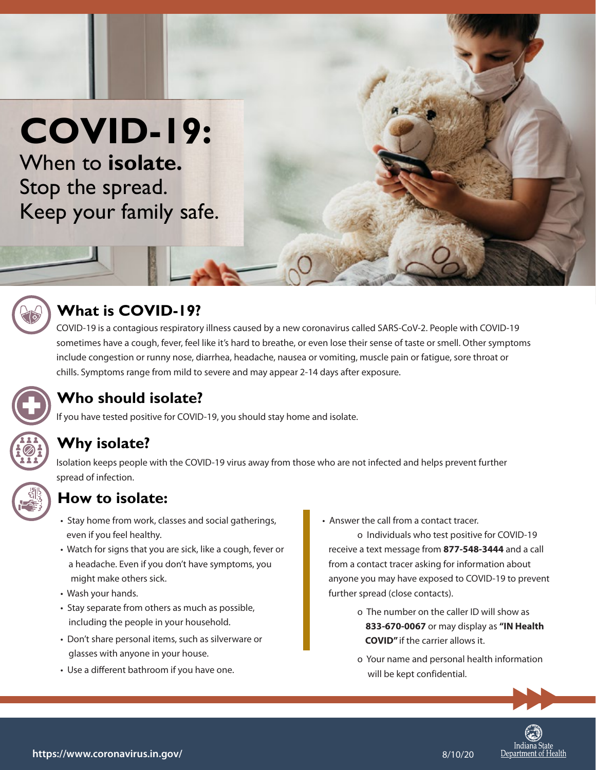# COVID-19:

When to **isolate.**
Stop the spread.
Keep your family safe.

## What is COVID-19?

COVID-19 is a contagious respiratory illness caused by a new coronavirus called SARS-CoV-2. People with COVID-19 sometimes have a cough, fever, feel like it's hard to breathe, or even lose their sense of taste or smell. Other symptoms include congestion or runny nose, diarrhea, headache, nausea or vomiting, muscle pain or fatigue, sore throat or chills. Symptoms range from mild to severe and may appear 2-14 days after exposure.

## Who should isolate?

If you have tested positive for COVID-19, you should stay home and isolate.

## Why isolate?

Isolation keeps people with the COVID-19 virus away from those who are not infected and helps prevent further spread of infection.

## How to isolate:

- Stay home from work, classes and social gatherings, even if you feel healthy.
- Watch for signs that you are sick, like a cough, fever or a headache. Even if you don't have symptoms, you might make others sick.
- Wash your hands.
- Stay separate from others as much as possible, including the people in your household.
- Don't share personal items, such as silverware or glasses with anyone in your house.
- Use a different bathroom if you have one.
- Answer the call from a contact tracer.
  - Individuals who test positive for COVID-19 receive a text message from **877-548-3444** and a call from a contact tracer asking for information about anyone you may have exposed to COVID-19 to prevent further spread (close contacts).
  - The number on the caller ID will show as **833-670-0067** or may display as **"IN Health COVID"** if the carrier allows it.
  - Your name and personal health information will be kept confidential.

https://www.coronavirus.in.gov/

8/10/20

Indiana State Department of Health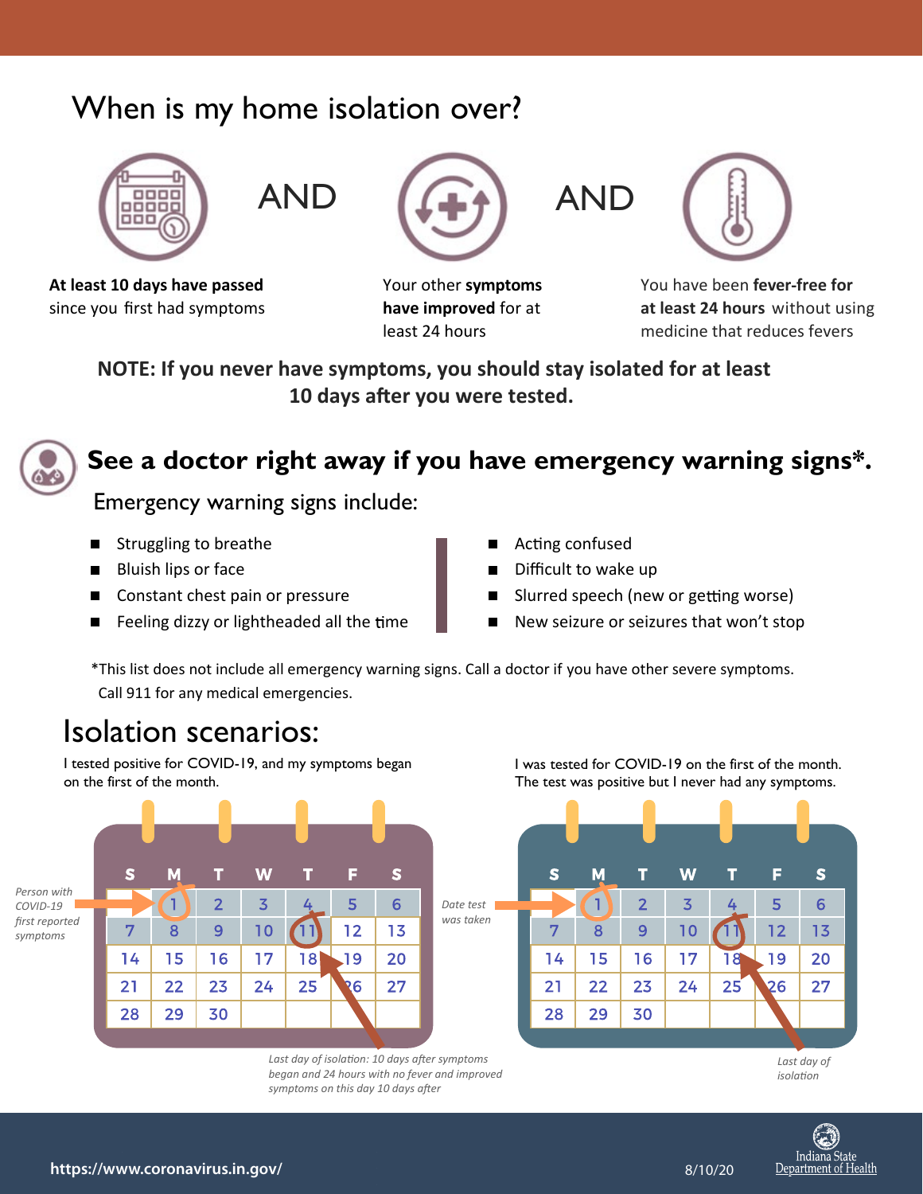# When is my home isolation over?

**At least 10 days have passed** since you first had symptoms

AND

Your other **symptoms have improved** for at least 24 hours

AND

You have been **fever-free for at least 24 hours** without using medicine that reduces fevers

**NOTE: If you never have symptoms, you should stay isolated for at least 10 days after you were tested.**

## See a doctor right away if you have emergency warning signs*.

Emergency warning signs include:

- Struggling to breathe
- Bluish lips or face
- Constant chest pain or pressure
- Feeling dizzy or lightheaded all the time
- Acting confused
- Difficult to wake up
- Slurred speech (new or getting worse)
- New seizure or seizures that won't stop

*This list does not include all emergency warning signs. Call a doctor if you have other severe symptoms. Call 911 for any medical emergencies.

# Isolation scenarios:

I tested positive for COVID-19, and my symptoms began on the first of the month.

*Person with COVID-19 first reported symptoms*

| S | M | T | W | T | F | S |
|---|---|---|---|---|---|---|
| | 1 | 2 | 3 | 4 | 5 | 6 |
| 7 | 8 | 9 | 10 | 11 | 12 | 13 |
| 14 | 15 | 16 | 17 | 18 | 19 | 20 |
| 21 | 22 | 23 | 24 | 25 | 26 | 27 |
| 28 | 29 | 30 | | | | |

*Last day of isolation: 10 days after symptoms began and 24 hours with no fever and improved symptoms on this day 10 days after*

I was tested for COVID-19 on the first of the month. The test was positive but I never had any symptoms.

*Date test was taken*

| S | M | T | W | T | F | S |
|---|---|---|---|---|---|---|
| | 1 | 2 | 3 | 4 | 5 | 6 |
| 7 | 8 | 9 | 10 | 11 | 12 | 13 |
| 14 | 15 | 16 | 17 | 18 | 19 | 20 |
| 21 | 22 | 23 | 24 | 25 | 26 | 27 |
| 28 | 29 | 30 | | | | |

*Last day of isolation*